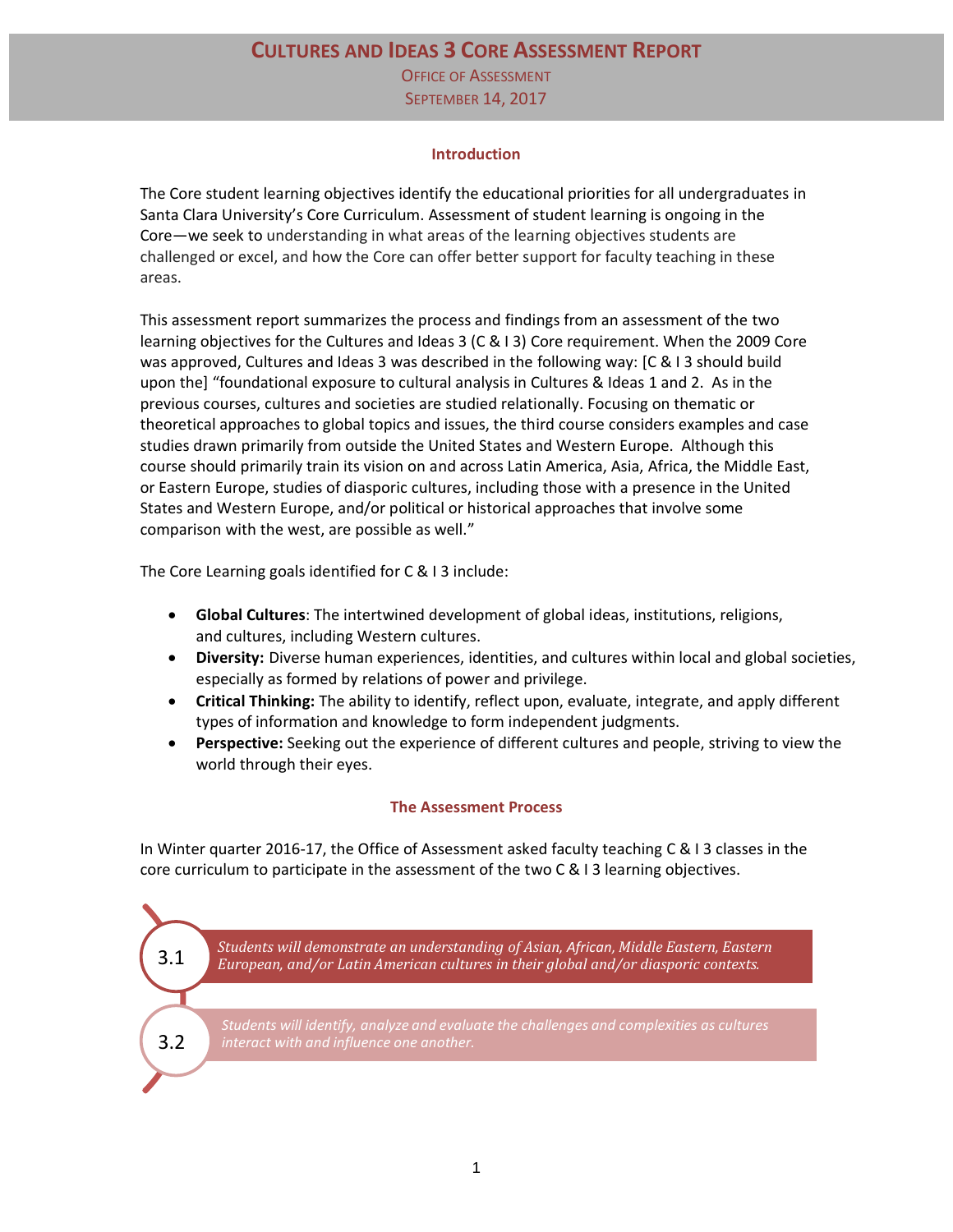# Cultures and Ideas 3 Core Assessment Report

Office of Assessment

September 14, 2017

## Introduction

The Core student learning objectives identify the educational priorities for all undergraduates in Santa Clara University's Core Curriculum. Assessment of student learning is ongoing in the Core—we seek to understanding in what areas of the learning objectives students are challenged or excel, and how the Core can offer better support for faculty teaching in these areas.

This assessment report summarizes the process and findings from an assessment of the two learning objectives for the Cultures and Ideas 3 (C & I 3) Core requirement. When the 2009 Core was approved, Cultures and Ideas 3 was described in the following way: [C & I 3 should build upon the] "foundational exposure to cultural analysis in Cultures & Ideas 1 and 2. As in the previous courses, cultures and societies are studied relationally. Focusing on thematic or theoretical approaches to global topics and issues, the third course considers examples and case studies drawn primarily from outside the United States and Western Europe. Although this course should primarily train its vision on and across Latin America, Asia, Africa, the Middle East, or Eastern Europe, studies of diasporic cultures, including those with a presence in the United States and Western Europe, and/or political or historical approaches that involve some comparison with the west, are possible as well."

The Core Learning goals identified for C & I 3 include:

- **Global Cultures**: The intertwined development of global ideas, institutions, religions, and cultures, including Western cultures.
- **Diversity:** Diverse human experiences, identities, and cultures within local and global societies, especially as formed by relations of power and privilege.
- **Critical Thinking:** The ability to identify, reflect upon, evaluate, integrate, and apply different types of information and knowledge to form independent judgments.
- **Perspective:** Seeking out the experience of different cultures and people, striving to view the world through their eyes.

## The Assessment Process

In Winter quarter 2016-17, the Office of Assessment asked faculty teaching C & I 3 classes in the core curriculum to participate in the assessment of the two C & I 3 learning objectives.

**3.1** *Students will demonstrate an understanding of Asian, African, Middle Eastern, Eastern European, and/or Latin American cultures in their global and/or diasporic contexts.*

**3.2** *Students will identify, analyze and evaluate the challenges and complexities as cultures interact with and influence one another.*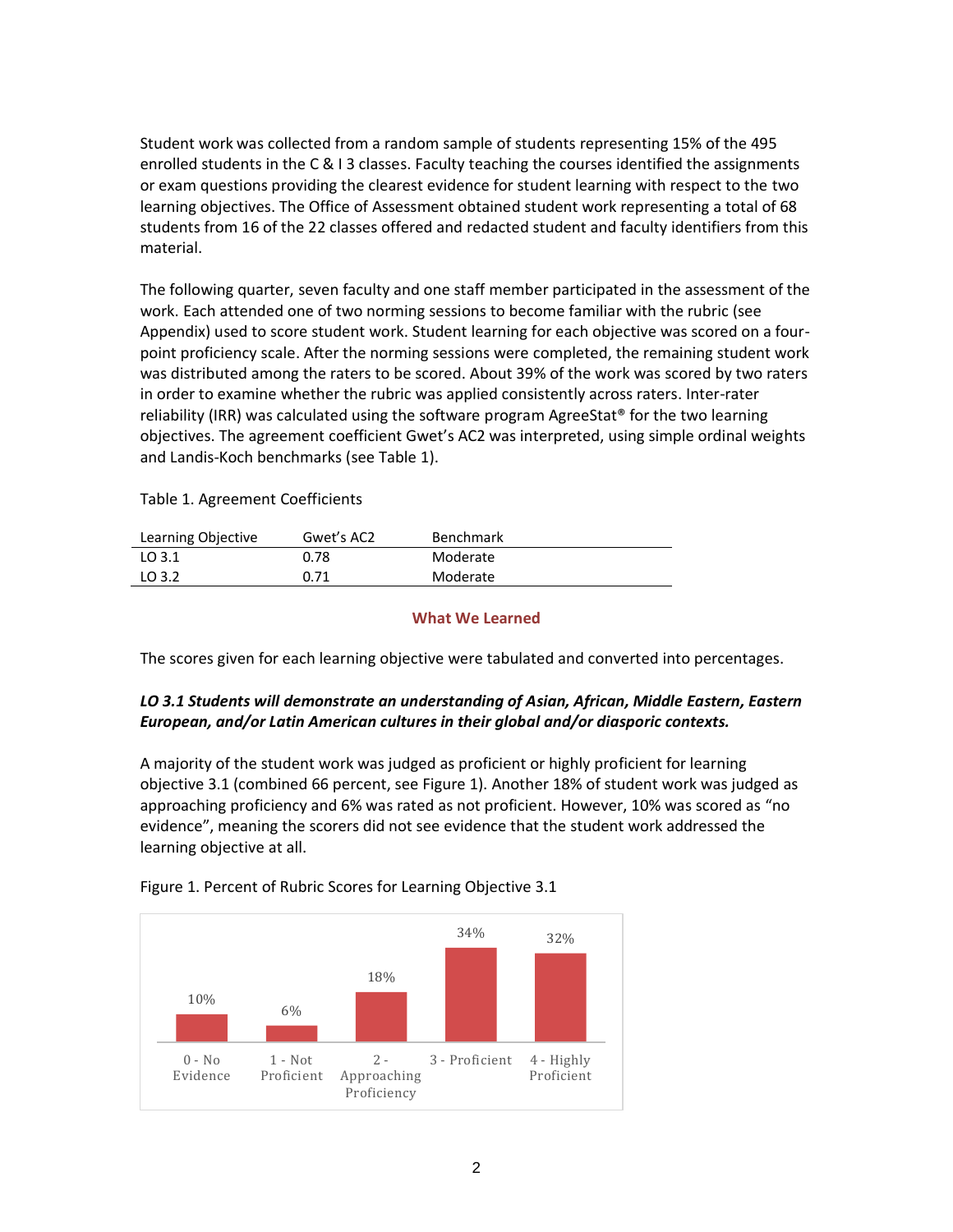Student work was collected from a random sample of students representing 15% of the 495 enrolled students in the C & I 3 classes. Faculty teaching the courses identified the assignments or exam questions providing the clearest evidence for student learning with respect to the two learning objectives. The Office of Assessment obtained student work representing a total of 68 students from 16 of the 22 classes offered and redacted student and faculty identifiers from this material.

The following quarter, seven faculty and one staff member participated in the assessment of the work. Each attended one of two norming sessions to become familiar with the rubric (see Appendix) used to score student work. Student learning for each objective was scored on a four-point proficiency scale. After the norming sessions were completed, the remaining student work was distributed among the raters to be scored. About 39% of the work was scored by two raters in order to examine whether the rubric was applied consistently across raters. Inter-rater reliability (IRR) was calculated using the software program AgreeStat® for the two learning objectives. The agreement coefficient Gwet's AC2 was interpreted, using simple ordinal weights and Landis-Koch benchmarks (see Table 1).

Table 1. Agreement Coefficients

| Learning Objective | Gwet's AC2 | Benchmark |
|---|---|---|
| LO 3.1 | 0.78 | Moderate |
| LO 3.2 | 0.71 | Moderate |

## What We Learned

The scores given for each learning objective were tabulated and converted into percentages.

***LO 3.1 Students will demonstrate an understanding of Asian, African, Middle Eastern, Eastern European, and/or Latin American cultures in their global and/or diasporic contexts.***

A majority of the student work was judged as proficient or highly proficient for learning objective 3.1 (combined 66 percent, see Figure 1). Another 18% of student work was judged as approaching proficiency and 6% was rated as not proficient. However, 10% was scored as "no evidence", meaning the scorers did not see evidence that the student work addressed the learning objective at all.

Figure 1. Percent of Rubric Scores for Learning Objective 3.1

| Score | Percent |
|---|---|
| 0 - No Evidence | 10% |
| 1 - Not Proficient | 6% |
| 2 - Approaching Proficiency | 18% |
| 3 - Proficient | 34% |
| 4 - Highly Proficient | 32% |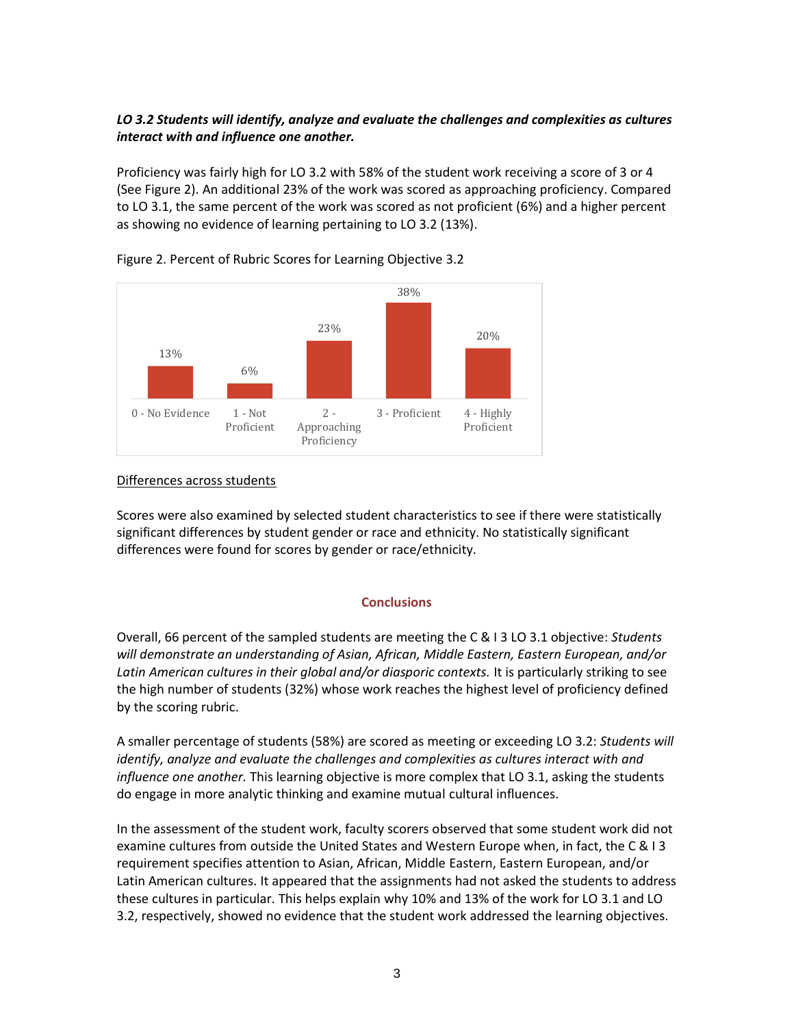***LO 3.2 Students will identify, analyze and evaluate the challenges and complexities as cultures interact with and influence one another.***

Proficiency was fairly high for LO 3.2 with 58% of the student work receiving a score of 3 or 4 (See Figure 2). An additional 23% of the work was scored as approaching proficiency. Compared to LO 3.1, the same percent of the work was scored as not proficient (6%) and a higher percent as showing no evidence of learning pertaining to LO 3.2 (13%).

Figure 2. Percent of Rubric Scores for Learning Objective 3.2

| 0 - No Evidence | 1 - Not Proficient | 2 - Approaching Proficiency | 3 - Proficient | 4 - Highly Proficient |
|---|---|---|---|---|
| 13% | 6% | 23% | 38% | 20% |

Differences across students

Scores were also examined by selected student characteristics to see if there were statistically significant differences by student gender or race and ethnicity. No statistically significant differences were found for scores by gender or race/ethnicity.

## Conclusions

Overall, 66 percent of the sampled students are meeting the C & I 3 LO 3.1 objective: *Students will demonstrate an understanding of Asian, African, Middle Eastern, Eastern European, and/or Latin American cultures in their global and/or diasporic contexts.* It is particularly striking to see the high number of students (32%) whose work reaches the highest level of proficiency defined by the scoring rubric.

A smaller percentage of students (58%) are scored as meeting or exceeding LO 3.2: *Students will identify, analyze and evaluate the challenges and complexities as cultures interact with and influence one another.* This learning objective is more complex that LO 3.1, asking the students do engage in more analytic thinking and examine mutual cultural influences.

In the assessment of the student work, faculty scorers observed that some student work did not examine cultures from outside the United States and Western Europe when, in fact, the C & I 3 requirement specifies attention to Asian, African, Middle Eastern, Eastern European, and/or Latin American cultures. It appeared that the assignments had not asked the students to address these cultures in particular. This helps explain why 10% and 13% of the work for LO 3.1 and LO 3.2, respectively, showed no evidence that the student work addressed the learning objectives.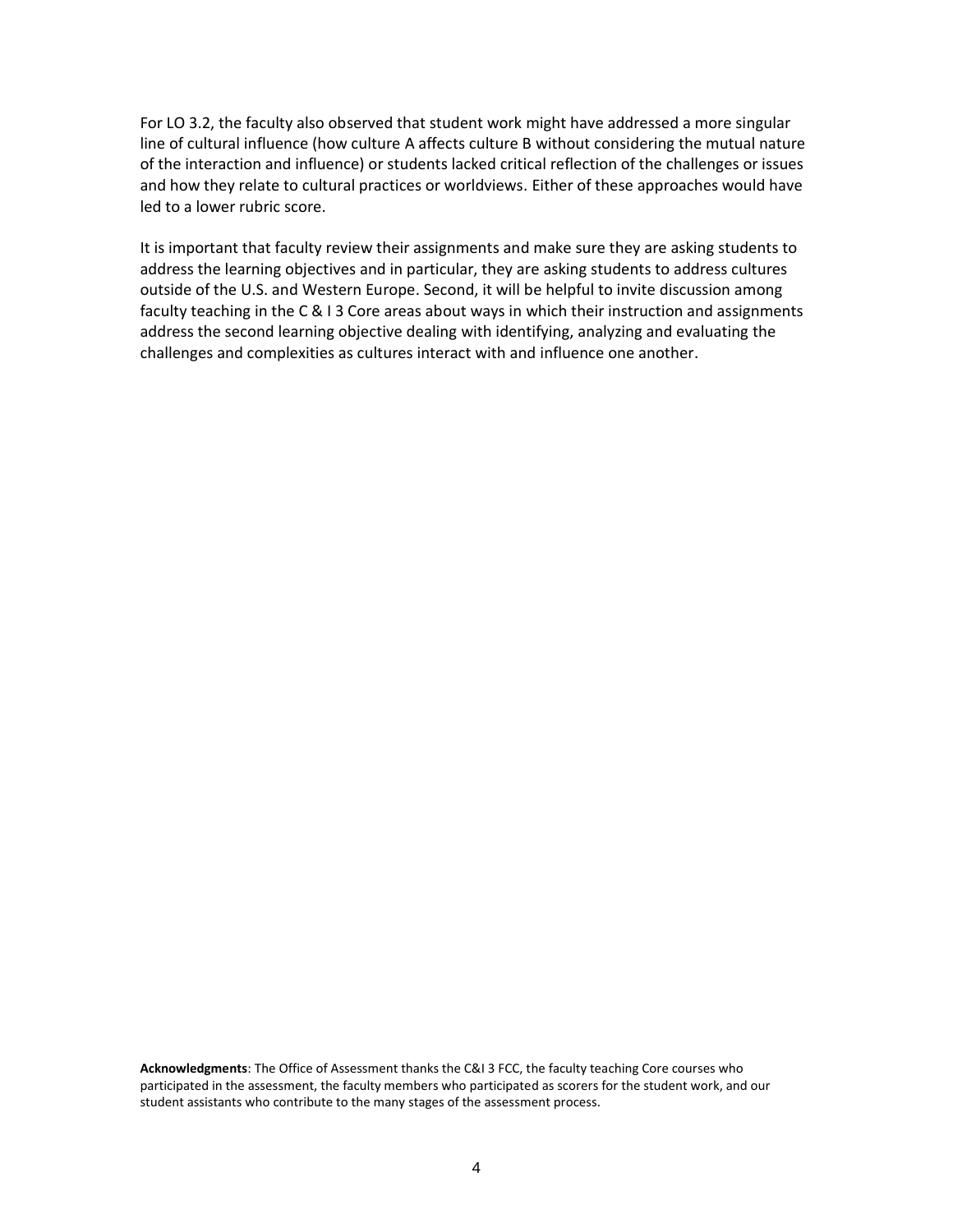For LO 3.2, the faculty also observed that student work might have addressed a more singular line of cultural influence (how culture A affects culture B without considering the mutual nature of the interaction and influence) or students lacked critical reflection of the challenges or issues and how they relate to cultural practices or worldviews. Either of these approaches would have led to a lower rubric score.

It is important that faculty review their assignments and make sure they are asking students to address the learning objectives and in particular, they are asking students to address cultures outside of the U.S. and Western Europe. Second, it will be helpful to invite discussion among faculty teaching in the C & I 3 Core areas about ways in which their instruction and assignments address the second learning objective dealing with identifying, analyzing and evaluating the challenges and complexities as cultures interact with and influence one another.

**Acknowledgments**: The Office of Assessment thanks the C&I 3 FCC, the faculty teaching Core courses who participated in the assessment, the faculty members who participated as scorers for the student work, and our student assistants who contribute to the many stages of the assessment process.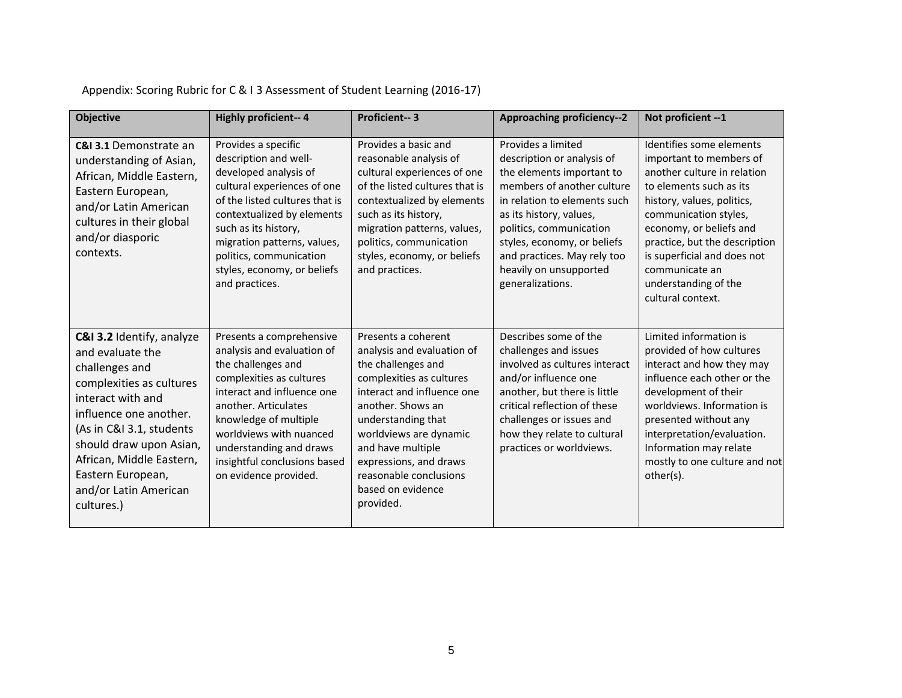Appendix: Scoring Rubric for C & I 3 Assessment of Student Learning (2016-17)

| Objective | Highly proficient-- 4 | Proficient-- 3 | Approaching proficiency--2 | Not proficient --1 |
|---|---|---|---|---|
| **C&I 3.1** Demonstrate an understanding of Asian, African, Middle Eastern, Eastern European, and/or Latin American cultures in their global and/or diasporic contexts. | Provides a specific description and well-developed analysis of cultural experiences of one of the listed cultures that is contextualized by elements such as its history, migration patterns, values, politics, communication styles, economy, or beliefs and practices. | Provides a basic and reasonable analysis of cultural experiences of one of the listed cultures that is contextualized by elements such as its history, migration patterns, values, politics, communication styles, economy, or beliefs and practices. | Provides a limited description or analysis of the elements important to members of another culture in relation to elements such as its history, values, politics, communication styles, economy, or beliefs and practices. May rely too heavily on unsupported generalizations. | Identifies some elements important to members of another culture in relation to elements such as its history, values, politics, communication styles, economy, or beliefs and practice, but the description is superficial and does not communicate an understanding of the cultural context. |
| **C&I 3.2** Identify, analyze and evaluate the challenges and complexities as cultures interact with and influence one another. (As in C&I 3.1, students should draw upon Asian, African, Middle Eastern, Eastern European, and/or Latin American cultures.) | Presents a comprehensive analysis and evaluation of the challenges and complexities as cultures interact and influence one another. Articulates knowledge of multiple worldviews with nuanced understanding and draws insightful conclusions based on evidence provided. | Presents a coherent analysis and evaluation of the challenges and complexities as cultures interact and influence one another. Shows an understanding that worldviews are dynamic and have multiple expressions, and draws reasonable conclusions based on evidence provided. | Describes some of the challenges and issues involved as cultures interact and/or influence one another, but there is little critical reflection of these challenges or issues and how they relate to cultural practices or worldviews. | Limited information is provided of how cultures interact and how they may influence each other or the development of their worldviews. Information is presented without any interpretation/evaluation. Information may relate mostly to one culture and not other(s). |